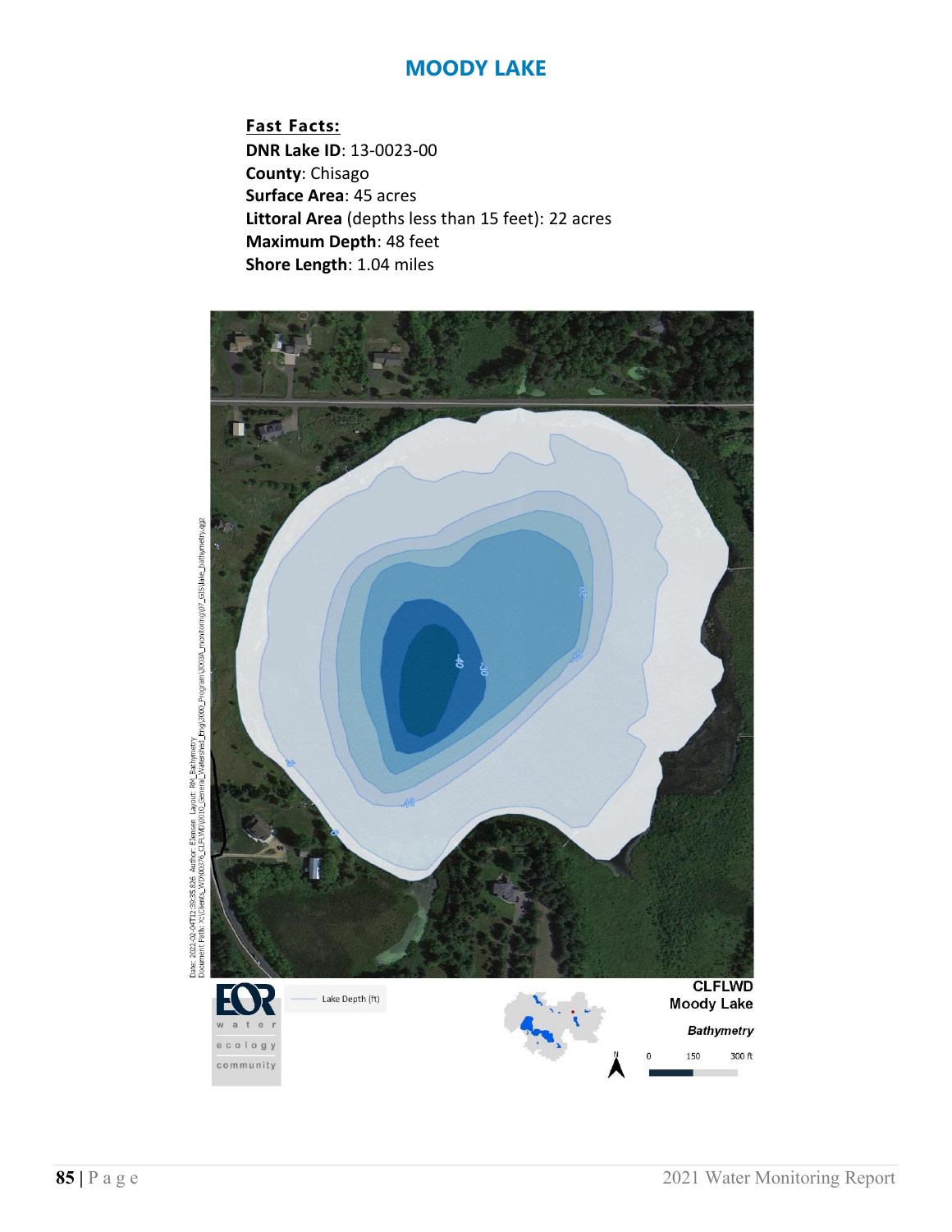# MOODY LAKE

**Fast Facts:**

**DNR Lake ID**: 13-0023-00
**County**: Chisago
**Surface Area**: 45 acres
**Littoral Area** (depths less than 15 feet): 22 acres
**Maximum Depth**: 48 feet
**Shore Length**: 1.04 miles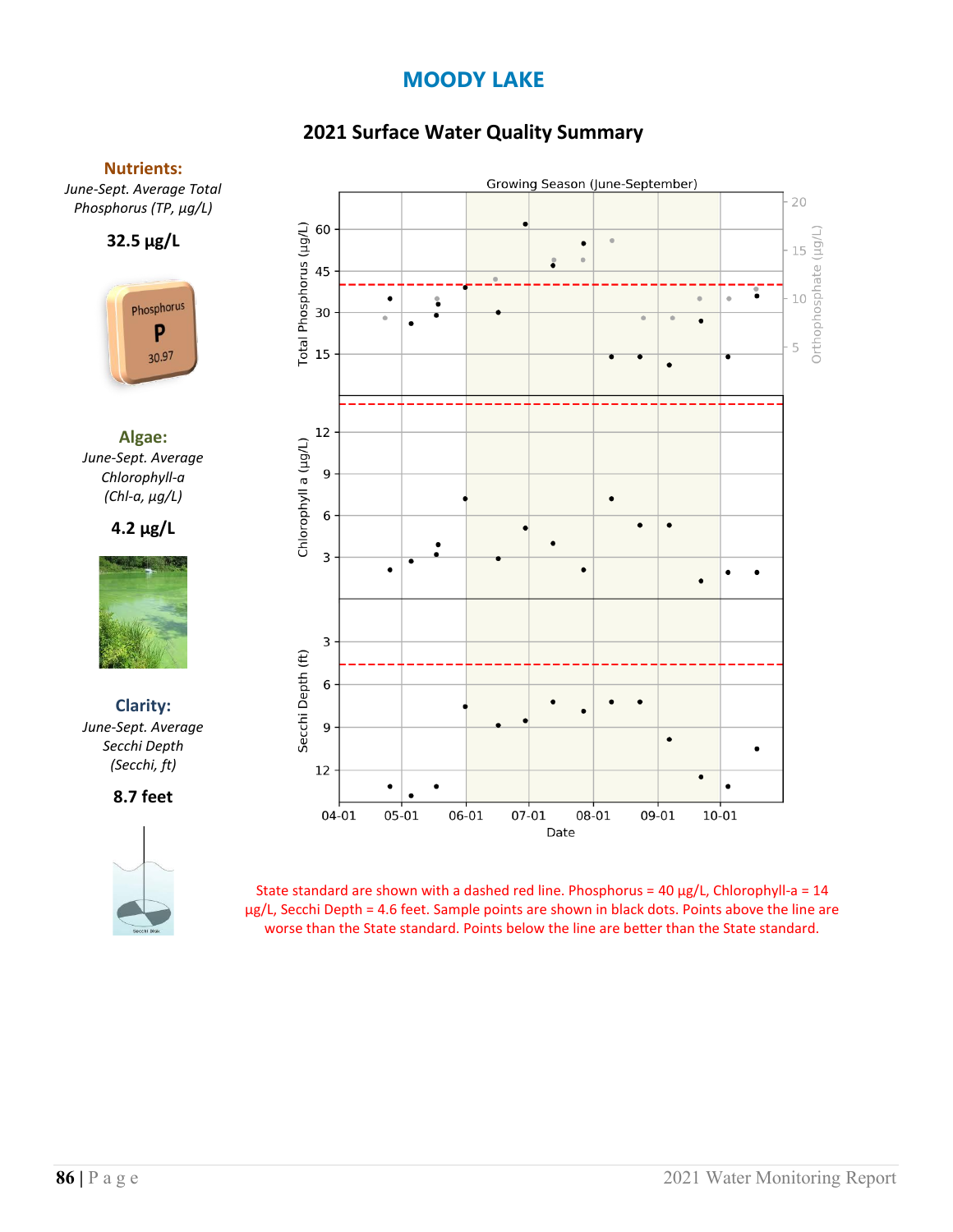# MOODY LAKE

## 2021 Surface Water Quality Summary

**Nutrients:**

*June-Sept. Average Total Phosphorus (TP, µg/L)*

**32.5 µg/L**

**Algae:**

*June-Sept. Average Chlorophyll-a (Chl-a, µg/L)*

**4.2 µg/L**

**Clarity:**

*June-Sept. Average Secchi Depth (Secchi, ft)*

**8.7 feet**

State standard are shown with a dashed red line. Phosphorus = 40 µg/L, Chlorophyll-a = 14 µg/L, Secchi Depth = 4.6 feet. Sample points are shown in black dots. Points above the line are worse than the State standard. Points below the line are better than the State standard.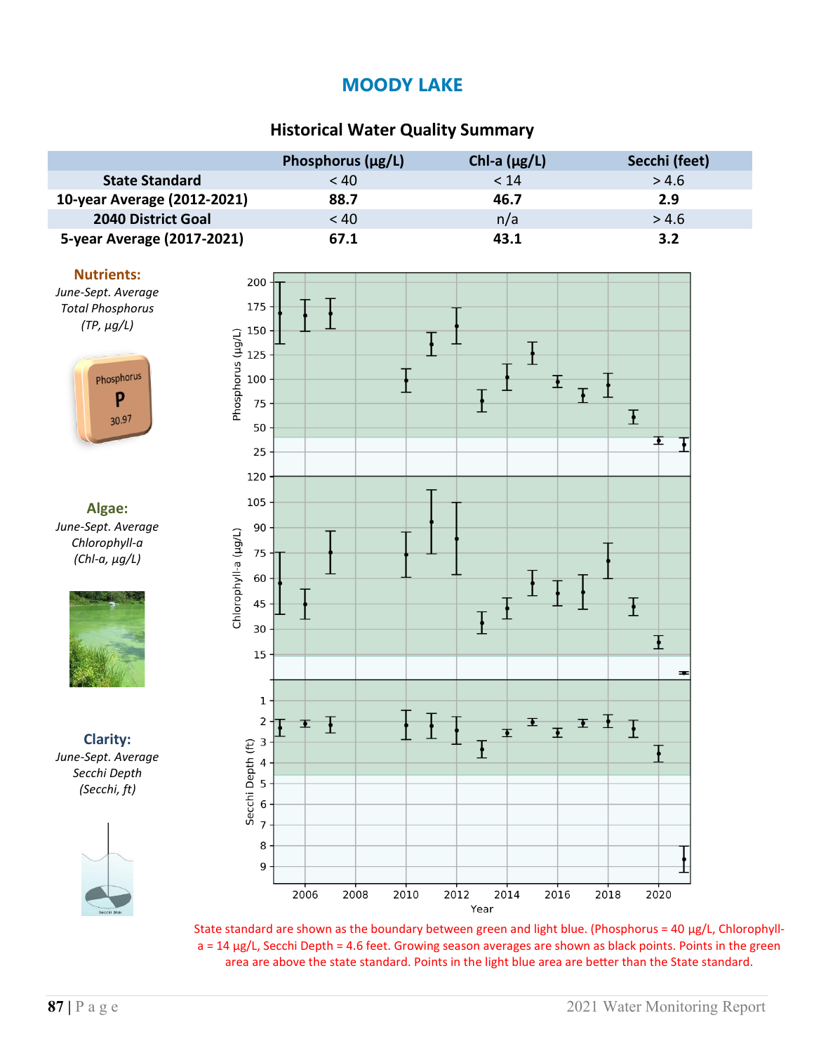# MOODY LAKE

## Historical Water Quality Summary

| | Phosphorus (µg/L) | Chl-a (µg/L) | Secchi (feet) |
|---|---|---|---|
| **State Standard** | < 40 | < 14 | > 4.6 |
| **10-year Average (2012-2021)** | **88.7** | **46.7** | **2.9** |
| **2040 District Goal** | < 40 | n/a | > 4.6 |
| **5-year Average (2017-2021)** | **67.1** | **43.1** | **3.2** |

**Nutrients:**
*June-Sept. Average Total Phosphorus (TP, µg/L)*

**Algae:**
*June-Sept. Average Chlorophyll-a (Chl-a, µg/L)*

**Clarity:**
*June-Sept. Average Secchi Depth (Secchi, ft)*

State standard are shown as the boundary between green and light blue. (Phosphorus = 40 µg/L, Chlorophyll-a = 14 µg/L, Secchi Depth = 4.6 feet. Growing season averages are shown as black points. Points in the green area are above the state standard. Points in the light blue area are better than the State standard.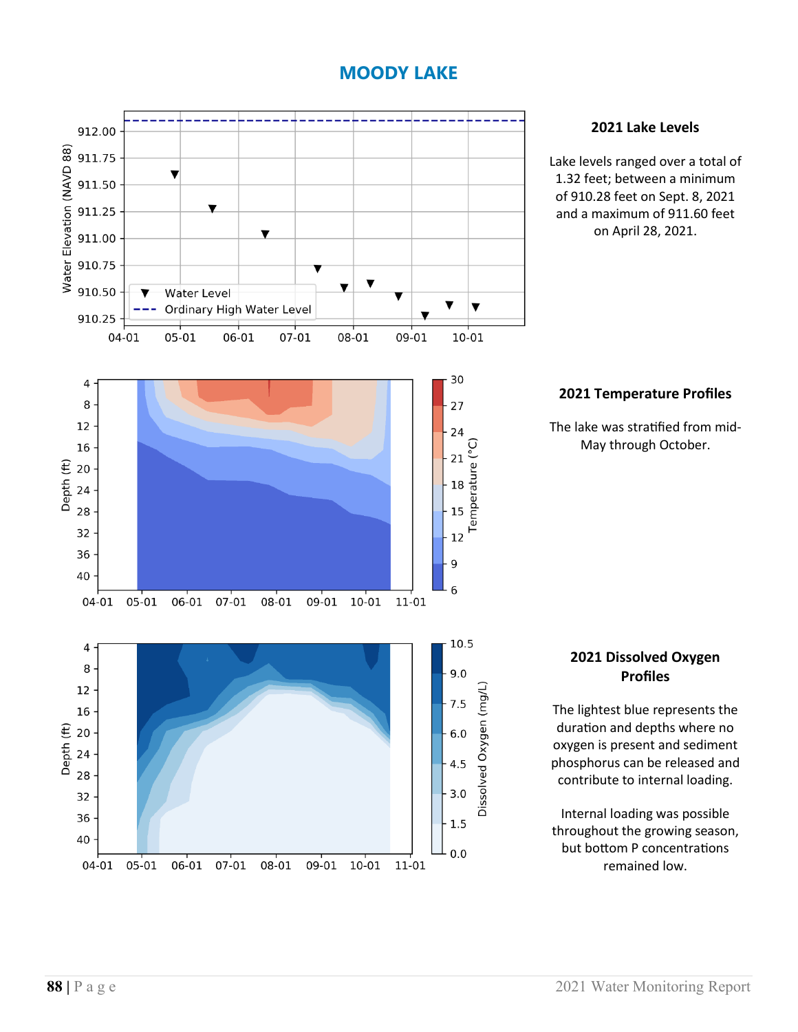# MOODY LAKE

912.00
911.75
911.50
911.25
911.00
910.75
910.50
910.25
Water Elevation (NAVD 88)
04-01
05-01
06-01
07-01
08-01
09-01
10-01
Water Level
Ordinary High Water Level

### 2021 Lake Levels

Lake levels ranged over a total of 1.32 feet; between a minimum of 910.28 feet on Sept. 8, 2021 and a maximum of 911.60 feet on April 28, 2021.

Depth (ft)
4
8
12
16
20
24
28
32
36
40
04-01
05-01
06-01
07-01
08-01
09-01
10-01
11-01
Temperature (°C)
30
27
24
21
18
15
12
9
6

### 2021 Temperature Profiles

The lake was stratified from mid-May through October.

Depth (ft)
4
8
12
16
20
24
28
32
36
40
04-01
05-01
06-01
07-01
08-01
09-01
10-01
11-01
Dissolved Oxygen (mg/L)
10.5
9.0
7.5
6.0
4.5
3.0
1.5
0.0

### 2021 Dissolved Oxygen Profiles

The lightest blue represents the duration and depths where no oxygen is present and sediment phosphorus can be released and contribute to internal loading.

Internal loading was possible throughout the growing season, but bottom P concentrations remained low.